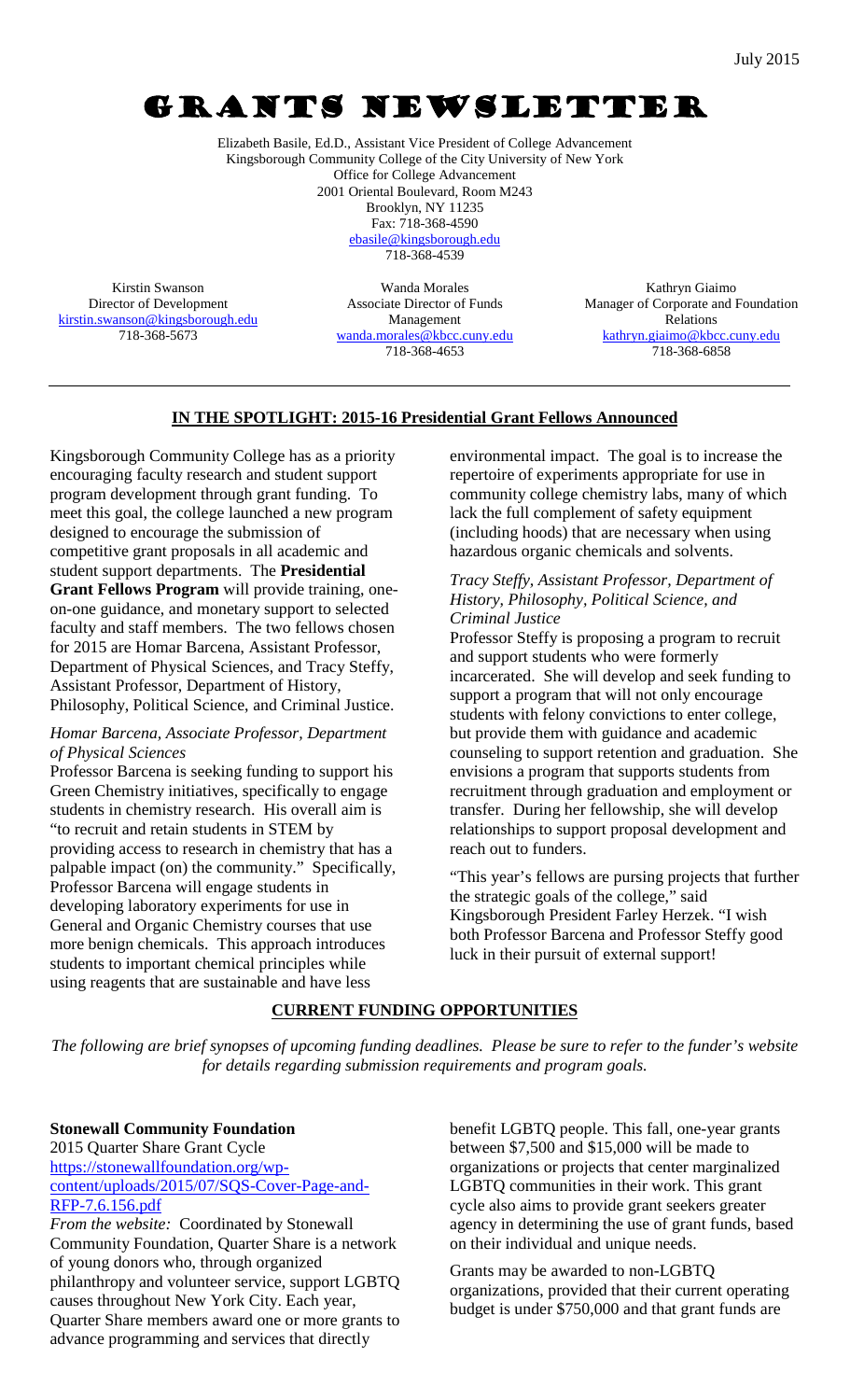July 2015

# Grants Newsletter

Elizabeth Basile, Ed.D., Assistant Vice President of College Advancement
Kingsborough Community College of the City University of New York
Office for College Advancement
2001 Oriental Boulevard, Room M243
Brooklyn, NY 11235
Fax: 718-368-4590
ebasile@kingsborough.edu
718-368-4539

Kirstin Swanson
Director of Development
kirstin.swanson@kingsborough.edu
718-368-5673

Wanda Morales
Associate Director of Funds Management
wanda.morales@kbcc.cuny.edu
718-368-4653

Kathryn Giaimo
Manager of Corporate and Foundation Relations
kathryn.giaimo@kbcc.cuny.edu
718-368-6858

## IN THE SPOTLIGHT: 2015-16 Presidential Grant Fellows Announced

Kingsborough Community College has as a priority encouraging faculty research and student support program development through grant funding. To meet this goal, the college launched a new program designed to encourage the submission of competitive grant proposals in all academic and student support departments. The **Presidential Grant Fellows Program** will provide training, one-on-one guidance, and monetary support to selected faculty and staff members. The two fellows chosen for 2015 are Homar Barcena, Assistant Professor, Department of Physical Sciences, and Tracy Steffy, Assistant Professor, Department of History, Philosophy, Political Science, and Criminal Justice.

*Homar Barcena, Associate Professor, Department of Physical Sciences*

Professor Barcena is seeking funding to support his Green Chemistry initiatives, specifically to engage students in chemistry research. His overall aim is "to recruit and retain students in STEM by providing access to research in chemistry that has a palpable impact (on) the community." Specifically, Professor Barcena will engage students in developing laboratory experiments for use in General and Organic Chemistry courses that use more benign chemicals. This approach introduces students to important chemical principles while using reagents that are sustainable and have less environmental impact. The goal is to increase the repertoire of experiments appropriate for use in community college chemistry labs, many of which lack the full complement of safety equipment (including hoods) that are necessary when using hazardous organic chemicals and solvents.

*Tracy Steffy, Assistant Professor, Department of History, Philosophy, Political Science, and Criminal Justice*

Professor Steffy is proposing a program to recruit and support students who were formerly incarcerated. She will develop and seek funding to support a program that will not only encourage students with felony convictions to enter college, but provide them with guidance and academic counseling to support retention and graduation. She envisions a program that supports students from recruitment through graduation and employment or transfer. During her fellowship, she will develop relationships to support proposal development and reach out to funders.

"This year's fellows are pursing projects that further the strategic goals of the college," said Kingsborough President Farley Herzek. "I wish both Professor Barcena and Professor Steffy good luck in their pursuit of external support!

## CURRENT FUNDING OPPORTUNITIES

*The following are brief synopses of upcoming funding deadlines. Please be sure to refer to the funder's website for details regarding submission requirements and program goals.*

**Stonewall Community Foundation**
2015 Quarter Share Grant Cycle
https://stonewallfoundation.org/wp-content/uploads/2015/07/SQS-Cover-Page-and-RFP-7.6.156.pdf

*From the website:* Coordinated by Stonewall Community Foundation, Quarter Share is a network of young donors who, through organized philanthropy and volunteer service, support LGBTQ causes throughout New York City. Each year, Quarter Share members award one or more grants to advance programming and services that directly benefit LGBTQ people. This fall, one-year grants between $7,500 and $15,000 will be made to organizations or projects that center marginalized LGBTQ communities in their work. This grant cycle also aims to provide grant seekers greater agency in determining the use of grant funds, based on their individual and unique needs.

Grants may be awarded to non-LGBTQ organizations, provided that their current operating budget is under $750,000 and that grant funds are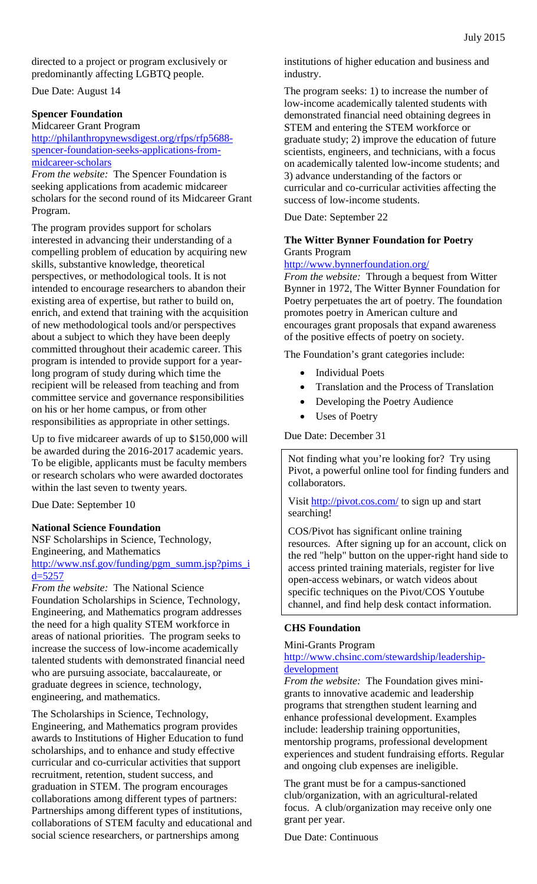directed to a project or program exclusively or predominantly affecting LGBTQ people.

Due Date: August 14

**Spencer Foundation**

Midcareer Grant Program

http://philanthropynewsdigest.org/rfps/rfp5688-spencer-foundation-seeks-applications-from-midcareer-scholars

*From the website:* The Spencer Foundation is seeking applications from academic midcareer scholars for the second round of its Midcareer Grant Program.

The program provides support for scholars interested in advancing their understanding of a compelling problem of education by acquiring new skills, substantive knowledge, theoretical perspectives, or methodological tools. It is not intended to encourage researchers to abandon their existing area of expertise, but rather to build on, enrich, and extend that training with the acquisition of new methodological tools and/or perspectives about a subject to which they have been deeply committed throughout their academic career. This program is intended to provide support for a year-long program of study during which time the recipient will be released from teaching and from committee service and governance responsibilities on his or her home campus, or from other responsibilities as appropriate in other settings.

Up to five midcareer awards of up to $150,000 will be awarded during the 2016-2017 academic years. To be eligible, applicants must be faculty members or research scholars who were awarded doctorates within the last seven to twenty years.

Due Date: September 10

**National Science Foundation**

NSF Scholarships in Science, Technology, Engineering, and Mathematics

http://www.nsf.gov/funding/pgm_summ.jsp?pims_id=5257

*From the website:* The National Science Foundation Scholarships in Science, Technology, Engineering, and Mathematics program addresses the need for a high quality STEM workforce in areas of national priorities. The program seeks to increase the success of low-income academically talented students with demonstrated financial need who are pursuing associate, baccalaureate, or graduate degrees in science, technology, engineering, and mathematics.

The Scholarships in Science, Technology, Engineering, and Mathematics program provides awards to Institutions of Higher Education to fund scholarships, and to enhance and study effective curricular and co-curricular activities that support recruitment, retention, student success, and graduation in STEM. The program encourages collaborations among different types of partners: Partnerships among different types of institutions, collaborations of STEM faculty and educational and social science researchers, or partnerships among institutions of higher education and business and industry.

The program seeks: 1) to increase the number of low-income academically talented students with demonstrated financial need obtaining degrees in STEM and entering the STEM workforce or graduate study; 2) improve the education of future scientists, engineers, and technicians, with a focus on academically talented low-income students; and 3) advance understanding of the factors or curricular and co-curricular activities affecting the success of low-income students.

Due Date: September 22

**The Witter Bynner Foundation for Poetry**

Grants Program

http://www.bynnerfoundation.org/

*From the website:* Through a bequest from Witter Bynner in 1972, The Witter Bynner Foundation for Poetry perpetuates the art of poetry. The foundation promotes poetry in American culture and encourages grant proposals that expand awareness of the positive effects of poetry on society.

The Foundation's grant categories include:

- Individual Poets
- Translation and the Process of Translation
- Developing the Poetry Audience
- Uses of Poetry

Due Date: December 31

Not finding what you're looking for? Try using Pivot, a powerful online tool for finding funders and collaborators.

Visit http://pivot.cos.com/ to sign up and start searching!

COS/Pivot has significant online training resources. After signing up for an account, click on the red "help" button on the upper-right hand side to access printed training materials, register for live open-access webinars, or watch videos about specific techniques on the Pivot/COS Youtube channel, and find help desk contact information.

**CHS Foundation**

Mini-Grants Program

http://www.chsinc.com/stewardship/leadership-development

*From the website:* The Foundation gives mini-grants to innovative academic and leadership programs that strengthen student learning and enhance professional development. Examples include: leadership training opportunities, mentorship programs, professional development experiences and student fundraising efforts. Regular and ongoing club expenses are ineligible.

The grant must be for a campus-sanctioned club/organization, with an agricultural-related focus. A club/organization may receive only one grant per year.

Due Date: Continuous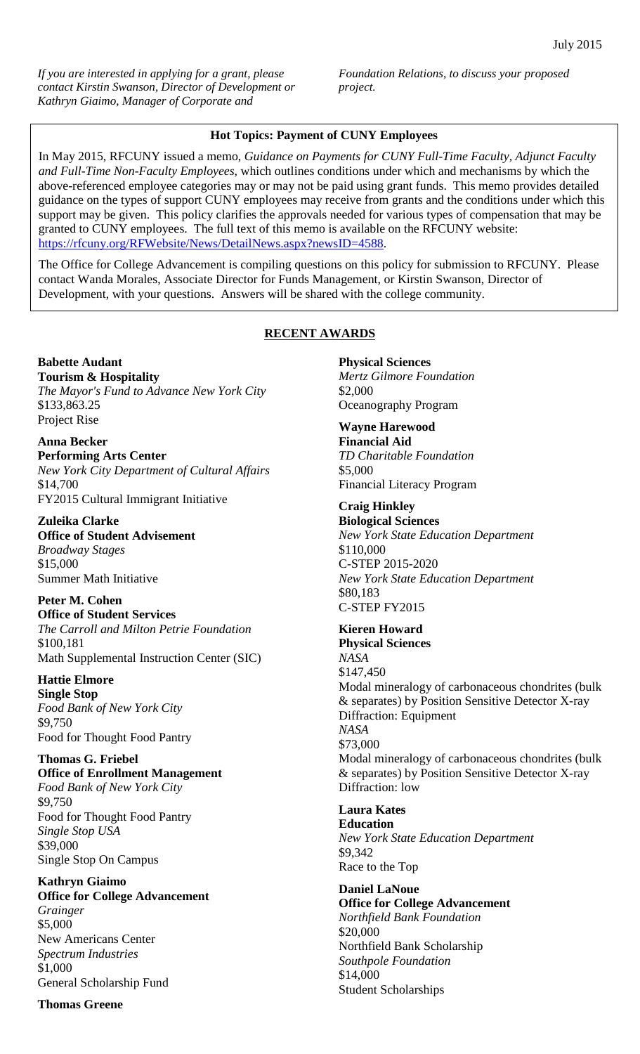*If you are interested in applying for a grant, please contact Kirstin Swanson, Director of Development or Kathryn Giaimo, Manager of Corporate and Foundation Relations, to discuss your proposed project.*

**Hot Topics: Payment of CUNY Employees**

In May 2015, RFCUNY issued a memo, *Guidance on Payments for CUNY Full-Time Faculty, Adjunct Faculty and Full-Time Non-Faculty Employees*, which outlines conditions under which and mechanisms by which the above-referenced employee categories may or may not be paid using grant funds. This memo provides detailed guidance on the types of support CUNY employees may receive from grants and the conditions under which this support may be given. This policy clarifies the approvals needed for various types of compensation that may be granted to CUNY employees. The full text of this memo is available on the RFCUNY website: https://rfcuny.org/RFWebsite/News/DetailNews.aspx?newsID=4588.

The Office for College Advancement is compiling questions on this policy for submission to RFCUNY. Please contact Wanda Morales, Associate Director for Funds Management, or Kirstin Swanson, Director of Development, with your questions. Answers will be shared with the college community.

## RECENT AWARDS

**Babette Audant**
**Tourism & Hospitality**
*The Mayor's Fund to Advance New York City*
$133,863.25
Project Rise

**Anna Becker**
**Performing Arts Center**
*New York City Department of Cultural Affairs*
$14,700
FY2015 Cultural Immigrant Initiative

**Zuleika Clarke**
**Office of Student Advisement**
*Broadway Stages*
$15,000
Summer Math Initiative

**Peter M. Cohen**
**Office of Student Services**
*The Carroll and Milton Petrie Foundation*
$100,181
Math Supplemental Instruction Center (SIC)

**Hattie Elmore**
**Single Stop**
*Food Bank of New York City*
$9,750
Food for Thought Food Pantry

**Thomas G. Friebel**
**Office of Enrollment Management**
*Food Bank of New York City*
$9,750
Food for Thought Food Pantry
*Single Stop USA*
$39,000
Single Stop On Campus

**Kathryn Giaimo**
**Office for College Advancement**
*Grainger*
$5,000
New Americans Center
*Spectrum Industries*
$1,000
General Scholarship Fund

**Thomas Greene**
**Physical Sciences**
*Mertz Gilmore Foundation*
$2,000
Oceanography Program

**Wayne Harewood**
**Financial Aid**
*TD Charitable Foundation*
$5,000
Financial Literacy Program

**Craig Hinkley**
**Biological Sciences**
*New York State Education Department*
$110,000
C-STEP 2015-2020
*New York State Education Department*
$80,183
C-STEP FY2015

**Kieren Howard**
**Physical Sciences**
*NASA*
$147,450
Modal mineralogy of carbonaceous chondrites (bulk & separates) by Position Sensitive Detector X-ray Diffraction: Equipment
*NASA*
$73,000
Modal mineralogy of carbonaceous chondrites (bulk & separates) by Position Sensitive Detector X-ray Diffraction: low

**Laura Kates**
**Education**
*New York State Education Department*
$9,342
Race to the Top

**Daniel LaNoue**
**Office for College Advancement**
*Northfield Bank Foundation*
$20,000
Northfield Bank Scholarship
*Southpole Foundation*
$14,000
Student Scholarships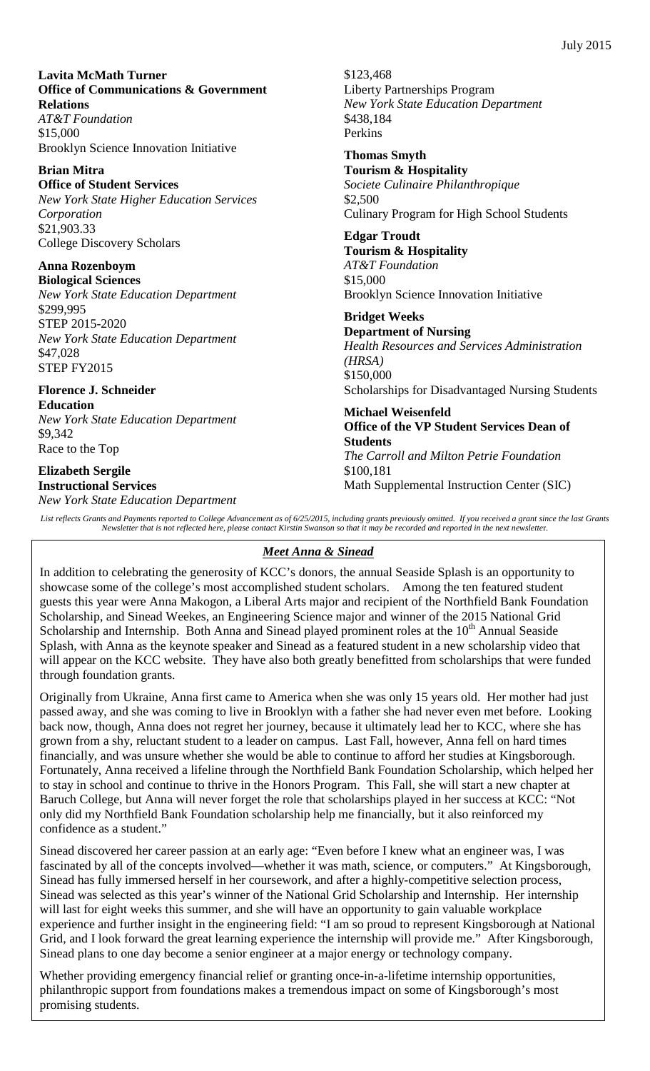**Lavita McMath Turner**
**Office of Communications & Government Relations**
*AT&T Foundation*
$15,000
Brooklyn Science Innovation Initiative

**Brian Mitra**
**Office of Student Services**
*New York State Higher Education Services Corporation*
$21,903.33
College Discovery Scholars

**Anna Rozenboym**
**Biological Sciences**
*New York State Education Department*
$299,995
STEP 2015-2020
*New York State Education Department*
$47,028
STEP FY2015

**Florence J. Schneider**
**Education**
*New York State Education Department*
$9,342
Race to the Top

**Elizabeth Sergile**
**Instructional Services**
*New York State Education Department*
$123,468
Liberty Partnerships Program
*New York State Education Department*
$438,184
Perkins

**Thomas Smyth**
**Tourism & Hospitality**
*Societe Culinaire Philanthropique*
$2,500
Culinary Program for High School Students

**Edgar Troudt**
**Tourism & Hospitality**
*AT&T Foundation*
$15,000
Brooklyn Science Innovation Initiative

**Bridget Weeks**
**Department of Nursing**
*Health Resources and Services Administration (HRSA)*
$150,000
Scholarships for Disadvantaged Nursing Students

**Michael Weisenfeld**
**Office of the VP Student Services Dean of Students**
*The Carroll and Milton Petrie Foundation*
$100,181
Math Supplemental Instruction Center (SIC)

*List reflects Grants and Payments reported to College Advancement as of 6/25/2015, including grants previously omitted. If you received a grant since the last Grants Newsletter that is not reflected here, please contact Kirstin Swanson so that it may be recorded and reported in the next newsletter.*

## *Meet Anna & Sinead*

In addition to celebrating the generosity of KCC's donors, the annual Seaside Splash is an opportunity to showcase some of the college's most accomplished student scholars. Among the ten featured student guests this year were Anna Makogon, a Liberal Arts major and recipient of the Northfield Bank Foundation Scholarship, and Sinead Weekes, an Engineering Science major and winner of the 2015 National Grid Scholarship and Internship. Both Anna and Sinead played prominent roles at the 10th Annual Seaside Splash, with Anna as the keynote speaker and Sinead as a featured student in a new scholarship video that will appear on the KCC website. They have also both greatly benefitted from scholarships that were funded through foundation grants.

Originally from Ukraine, Anna first came to America when she was only 15 years old. Her mother had just passed away, and she was coming to live in Brooklyn with a father she had never even met before. Looking back now, though, Anna does not regret her journey, because it ultimately lead her to KCC, where she has grown from a shy, reluctant student to a leader on campus. Last Fall, however, Anna fell on hard times financially, and was unsure whether she would be able to continue to afford her studies at Kingsborough. Fortunately, Anna received a lifeline through the Northfield Bank Foundation Scholarship, which helped her to stay in school and continue to thrive in the Honors Program. This Fall, she will start a new chapter at Baruch College, but Anna will never forget the role that scholarships played in her success at KCC: "Not only did my Northfield Bank Foundation scholarship help me financially, but it also reinforced my confidence as a student."

Sinead discovered her career passion at an early age: "Even before I knew what an engineer was, I was fascinated by all of the concepts involved—whether it was math, science, or computers." At Kingsborough, Sinead has fully immersed herself in her coursework, and after a highly-competitive selection process, Sinead was selected as this year's winner of the National Grid Scholarship and Internship. Her internship will last for eight weeks this summer, and she will have an opportunity to gain valuable workplace experience and further insight in the engineering field: "I am so proud to represent Kingsborough at National Grid, and I look forward the great learning experience the internship will provide me." After Kingsborough, Sinead plans to one day become a senior engineer at a major energy or technology company.

Whether providing emergency financial relief or granting once-in-a-lifetime internship opportunities, philanthropic support from foundations makes a tremendous impact on some of Kingsborough's most promising students.